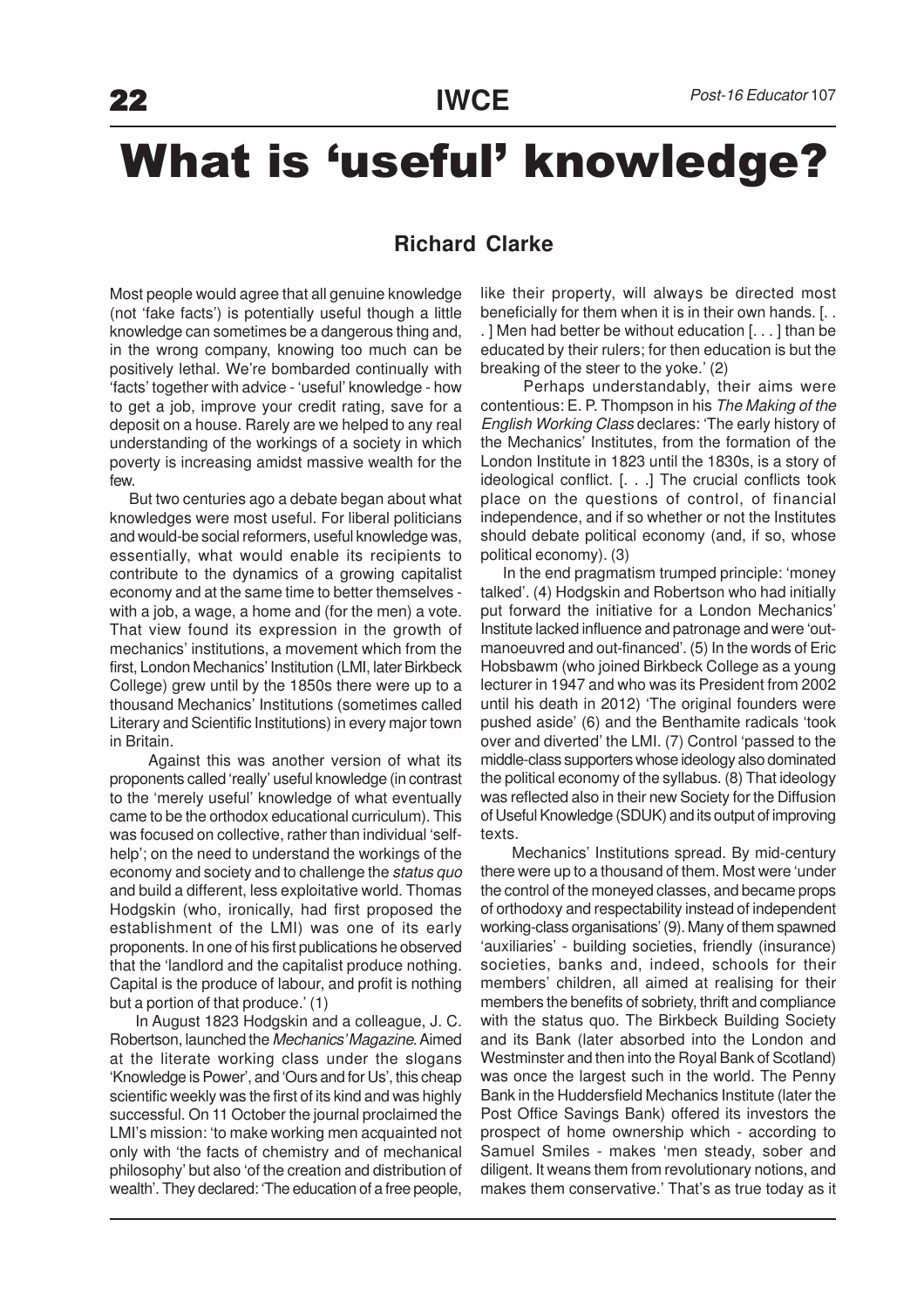# What is 'useful' knowledge?

## Richard Clarke

Most people would agree that all genuine knowledge (not 'fake facts') is potentially useful though a little knowledge can sometimes be a dangerous thing and, in the wrong company, knowing too much can be positively lethal. We're bombarded continually with 'facts' together with advice - 'useful' knowledge - how to get a job, improve your credit rating, save for a deposit on a house. Rarely are we helped to any real understanding of the workings of a society in which poverty is increasing amidst massive wealth for the few.

But two centuries ago a debate began about what knowledges were most useful. For liberal politicians and would-be social reformers, useful knowledge was, essentially, what would enable its recipients to contribute to the dynamics of a growing capitalist economy and at the same time to better themselves - with a job, a wage, a home and (for the men) a vote. That view found its expression in the growth of mechanics' institutions, a movement which from the first, London Mechanics' Institution (LMI, later Birkbeck College) grew until by the 1850s there were up to a thousand Mechanics' Institutions (sometimes called Literary and Scientific Institutions) in every major town in Britain.

Against this was another version of what its proponents called 'really' useful knowledge (in contrast to the 'merely useful' knowledge of what eventually came to be the orthodox educational curriculum). This was focused on collective, rather than individual 'self-help'; on the need to understand the workings of the economy and society and to challenge the *status quo* and build a different, less exploitative world. Thomas Hodgskin (who, ironically, had first proposed the establishment of the LMI) was one of its early proponents. In one of his first publications he observed that the 'landlord and the capitalist produce nothing. Capital is the produce of labour, and profit is nothing but a portion of that produce.' (1)

In August 1823 Hodgskin and a colleague, J. C. Robertson, launched the *Mechanics' Magazine*. Aimed at the literate working class under the slogans 'Knowledge is Power', and 'Ours and for Us', this cheap scientific weekly was the first of its kind and was highly successful. On 11 October the journal proclaimed the LMI's mission: 'to make working men acquainted not only with 'the facts of chemistry and of mechanical philosophy' but also 'of the creation and distribution of wealth'. They declared: 'The education of a free people, like their property, will always be directed most beneficially for them when it is in their own hands. [. . . ] Men had better be without education [. . . ] than be educated by their rulers; for then education is but the breaking of the steer to the yoke.' (2)

Perhaps understandably, their aims were contentious: E. P. Thompson in his *The Making of the English Working Class* declares: 'The early history of the Mechanics' Institutes, from the formation of the London Institute in 1823 until the 1830s, is a story of ideological conflict. [. . .] The crucial conflicts took place on the questions of control, of financial independence, and if so whether or not the Institutes should debate political economy (and, if so, whose political economy). (3)

In the end pragmatism trumped principle: 'money talked'. (4) Hodgskin and Robertson who had initially put forward the initiative for a London Mechanics' Institute lacked influence and patronage and were 'out-manoeuvred and out-financed'. (5) In the words of Eric Hobsbawm (who joined Birkbeck College as a young lecturer in 1947 and who was its President from 2002 until his death in 2012) 'The original founders were pushed aside' (6) and the Benthamite radicals 'took over and diverted' the LMI. (7) Control 'passed to the middle-class supporters whose ideology also dominated the political economy of the syllabus. (8) That ideology was reflected also in their new Society for the Diffusion of Useful Knowledge (SDUK) and its output of improving texts.

Mechanics' Institutions spread. By mid-century there were up to a thousand of them. Most were 'under the control of the moneyed classes, and became props of orthodoxy and respectability instead of independent working-class organisations' (9). Many of them spawned 'auxiliaries' - building societies, friendly (insurance) societies, banks and, indeed, schools for their members' children, all aimed at realising for their members the benefits of sobriety, thrift and compliance with the status quo. The Birkbeck Building Society and its Bank (later absorbed into the London and Westminster and then into the Royal Bank of Scotland) was once the largest such in the world. The Penny Bank in the Huddersfield Mechanics Institute (later the Post Office Savings Bank) offered its investors the prospect of home ownership which - according to Samuel Smiles - makes 'men steady, sober and diligent. It weans them from revolutionary notions, and makes them conservative.' That's as true today as it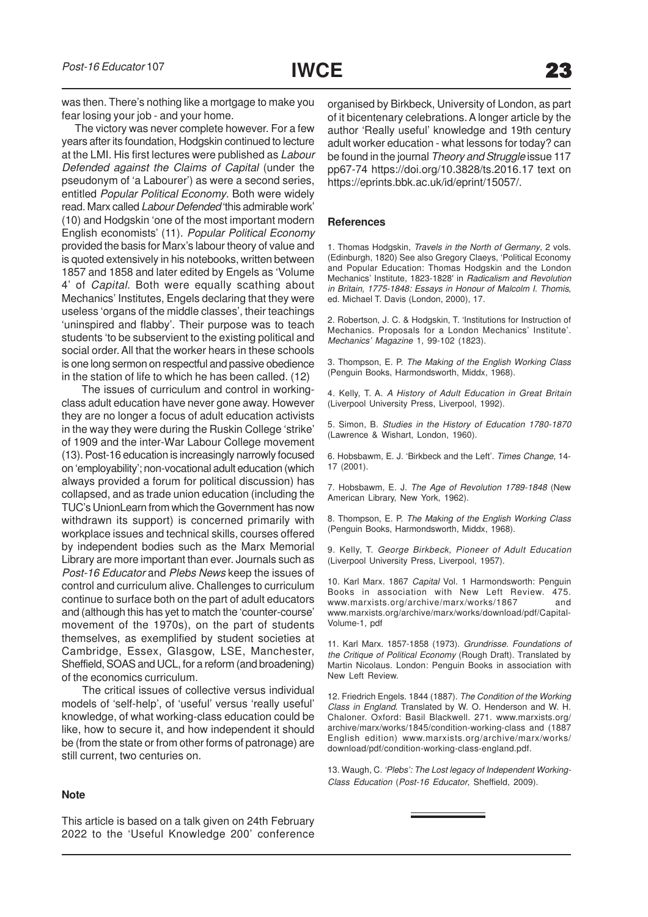was then. There's nothing like a mortgage to make you fear losing your job - and your home.

The victory was never complete however. For a few years after its foundation, Hodgskin continued to lecture at the LMI. His first lectures were published as *Labour Defended against the Claims of Capital* (under the pseudonym of 'a Labourer') as were a second series, entitled *Popular Political Economy*. Both were widely read. Marx called *Labour Defended* 'this admirable work' (10) and Hodgskin 'one of the most important modern English economists' (11). *Popular Political Economy* provided the basis for Marx's labour theory of value and is quoted extensively in his notebooks, written between 1857 and 1858 and later edited by Engels as 'Volume 4' of *Capital*. Both were equally scathing about Mechanics' Institutes, Engels declaring that they were useless 'organs of the middle classes', their teachings 'uninspired and flabby'. Their purpose was to teach students 'to be subservient to the existing political and social order. All that the worker hears in these schools is one long sermon on respectful and passive obedience in the station of life to which he has been called. (12)

The issues of curriculum and control in working-class adult education have never gone away. However they are no longer a focus of adult education activists in the way they were during the Ruskin College 'strike' of 1909 and the inter-War Labour College movement (13). Post-16 education is increasingly narrowly focused on 'employability'; non-vocational adult education (which always provided a forum for political discussion) has collapsed, and as trade union education (including the TUC's UnionLearn from which the Government has now withdrawn its support) is concerned primarily with workplace issues and technical skills, courses offered by independent bodies such as the Marx Memorial Library are more important than ever. Journals such as *Post-16 Educator* and *Plebs News* keep the issues of control and curriculum alive. Challenges to curriculum continue to surface both on the part of adult educators and (although this has yet to match the 'counter-course' movement of the 1970s), on the part of students themselves, as exemplified by student societies at Cambridge, Essex, Glasgow, LSE, Manchester, Sheffield, SOAS and UCL, for a reform (and broadening) of the economics curriculum.

The critical issues of collective versus individual models of 'self-help', of 'useful' versus 'really useful' knowledge, of what working-class education could be like, how to secure it, and how independent it should be (from the state or from other forms of patronage) are still current, two centuries on.

#### Note

This article is based on a talk given on 24th February 2022 to the 'Useful Knowledge 200' conference organised by Birkbeck, University of London, as part of it bicentenary celebrations. A longer article by the author 'Really useful' knowledge and 19th century adult worker education - what lessons for today? can be found in the journal *Theory and Struggle* issue 117 pp67-74 https://doi.org/10.3828/ts.2016.17 text on https://eprints.bbk.ac.uk/id/eprint/15057/.

#### References

1. Thomas Hodgskin, *Travels in the North of Germany*, 2 vols. (Edinburgh, 1820) See also Gregory Claeys, 'Political Economy and Popular Education: Thomas Hodgskin and the London Mechanics' Institute, 1823-1828' in *Radicalism and Revolution in Britain, 1775-1848: Essays in Honour of Malcolm I. Thomis*, ed. Michael T. Davis (London, 2000), 17.

2. Robertson, J. C. & Hodgskin, T. 'Institutions for Instruction of Mechanics. Proposals for a London Mechanics' Institute'. *Mechanics' Magazine* 1, 99-102 (1823).

3. Thompson, E. P. *The Making of the English Working Class* (Penguin Books, Harmondsworth, Middx, 1968).

4. Kelly, T. A. *A History of Adult Education in Great Britain* (Liverpool University Press, Liverpool, 1992).

5. Simon, B. *Studies in the History of Education 1780-1870* (Lawrence & Wishart, London, 1960).

6. Hobsbawm, E. J. 'Birkbeck and the Left'. *Times Change*, 14-17 (2001).

7. Hobsbawm, E. J. *The Age of Revolution 1789-1848* (New American Library, New York, 1962).

8. Thompson, E. P. *The Making of the English Working Class* (Penguin Books, Harmondsworth, Middx, 1968).

9. Kelly, T. *George Birkbeck, Pioneer of Adult Education* (Liverpool University Press, Liverpool, 1957).

10. Karl Marx. 1867 *Capital* Vol. 1 Harmondsworth: Penguin Books in association with New Left Review. 475. www.marxists.org/archive/marx/works/1867 and www.marxists.org/archive/marx/works/download/pdf/Capital-Volume-1, pdf

11. Karl Marx. 1857-1858 (1973). *Grundrisse. Foundations of the Critique of Political Economy* (Rough Draft). Translated by Martin Nicolaus. London: Penguin Books in association with New Left Review.

12. Friedrich Engels. 1844 (1887). *The Condition of the Working Class in England*. Translated by W. O. Henderson and W. H. Chaloner. Oxford: Basil Blackwell. 271. www.marxists.org/archive/marx/works/1845/condition-working-class and (1887 English edition) www.marxists.org/archive/marx/works/download/pdf/condition-working-class-england.pdf.

13. Waugh, C. *'Plebs': The Lost legacy of Independent Working-Class Education* (*Post-16 Educator*, Sheffield, 2009).